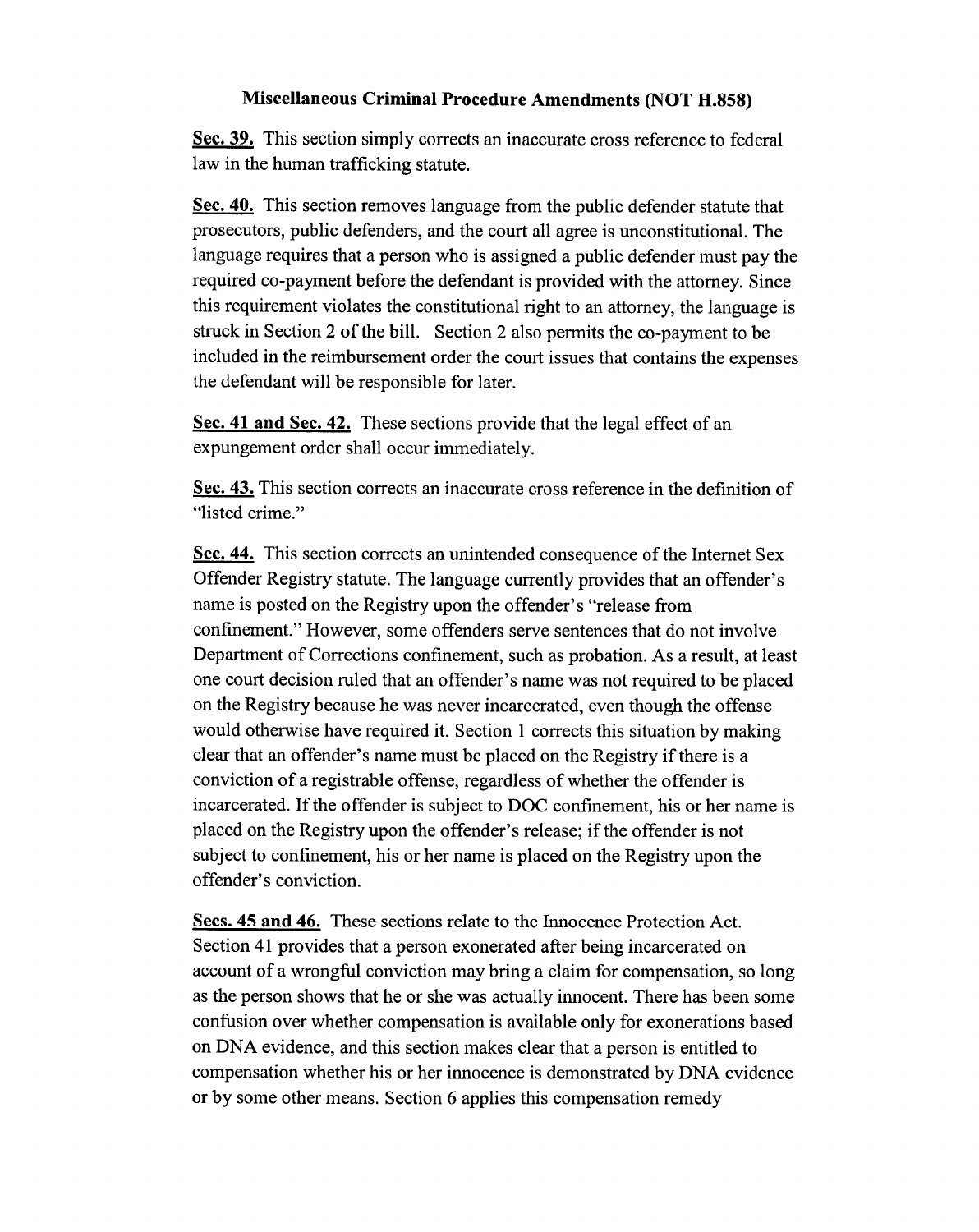## Miscellaneous Criminal Procedure Amendments (NOT H.858)

**Sec. 39.** This section simply corrects an inaccurate cross reference to federal law in the human trafficking statute.

**Sec. 40.** This section removes language from the public defender statute that prosecutors, public defenders, and the court all agree is unconstitutional. The language requires that a person who is assigned a public defender must pay the required co-payment before the defendant is provided with the attorney. Since this requirement violates the constitutional right to an attorney, the language is struck in Section 2 of the bill. Section 2 also permits the co-payment to be included in the reimbursement order the court issues that contains the expenses the defendant will be responsible for later.

**Sec. 41 and Sec. 42.** These sections provide that the legal effect of an expungement order shall occur immediately.

**Sec. 43.** This section corrects an inaccurate cross reference in the definition of "listed crime."

**Sec. 44.** This section corrects an unintended consequence of the Internet Sex Offender Registry statute. The language currently provides that an offender's name is posted on the Registry upon the offender's "release from confinement." However, some offenders serve sentences that do not involve Department of Corrections confinement, such as probation. As a result, at least one court decision ruled that an offender's name was not required to be placed on the Registry because he was never incarcerated, even though the offense would otherwise have required it. Section 1 corrects this situation by making clear that an offender's name must be placed on the Registry if there is a conviction of a registrable offense, regardless of whether the offender is incarcerated. If the offender is subject to DOC confinement, his or her name is placed on the Registry upon the offender's release; if the offender is not subject to confinement, his or her name is placed on the Registry upon the offender's conviction.

**Secs. 45 and 46.** These sections relate to the Innocence Protection Act. Section 41 provides that a person exonerated after being incarcerated on account of a wrongful conviction may bring a claim for compensation, so long as the person shows that he or she was actually innocent. There has been some confusion over whether compensation is available only for exonerations based on DNA evidence, and this section makes clear that a person is entitled to compensation whether his or her innocence is demonstrated by DNA evidence or by some other means. Section 6 applies this compensation remedy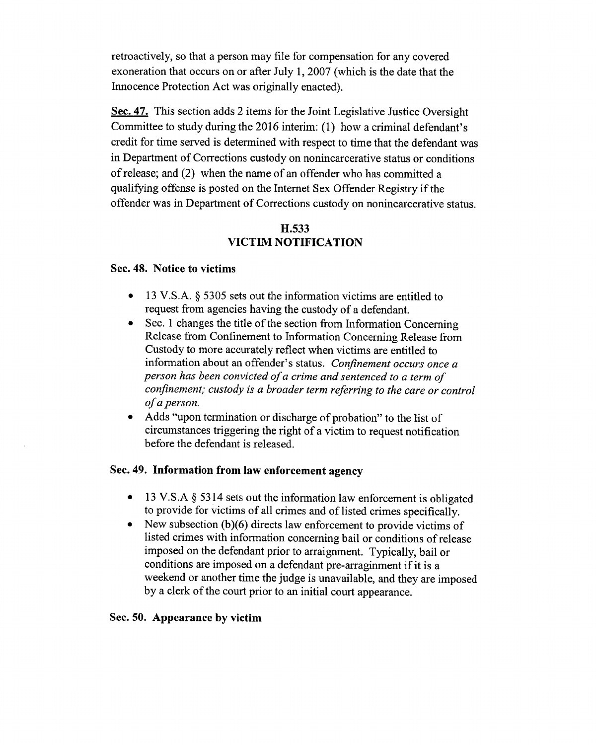retroactively, so that a person may file for compensation for any covered exoneration that occurs on or after July 1, 2007 (which is the date that the Innocence Protection Act was originally enacted).

**Sec. 47.** This section adds 2 items for the Joint Legislative Justice Oversight Committee to study during the 2016 interim: (1) how a criminal defendant's credit for time served is determined with respect to time that the defendant was in Department of Corrections custody on nonincarcerative status or conditions of release; and (2) when the name of an offender who has committed a qualifying offense is posted on the Internet Sex Offender Registry if the offender was in Department of Corrections custody on nonincarcerative status.

## H.533
## VICTIM NOTIFICATION

### Sec. 48. Notice to victims

- 13 V.S.A. § 5305 sets out the information victims are entitled to request from agencies having the custody of a defendant.
- Sec. 1 changes the title of the section from Information Concerning Release from Confinement to Information Concerning Release from Custody to more accurately reflect when victims are entitled to information about an offender's status. *Confinement occurs once a person has been convicted of a crime and sentenced to a term of confinement; custody is a broader term referring to the care or control of a person.*
- Adds "upon termination or discharge of probation" to the list of circumstances triggering the right of a victim to request notification before the defendant is released.

### Sec. 49. Information from law enforcement agency

- 13 V.S.A § 5314 sets out the information law enforcement is obligated to provide for victims of all crimes and of listed crimes specifically.
- New subsection (b)(6) directs law enforcement to provide victims of listed crimes with information concerning bail or conditions of release imposed on the defendant prior to arraignment. Typically, bail or conditions are imposed on a defendant pre-arraginment if it is a weekend or another time the judge is unavailable, and they are imposed by a clerk of the court prior to an initial court appearance.

### Sec. 50. Appearance by victim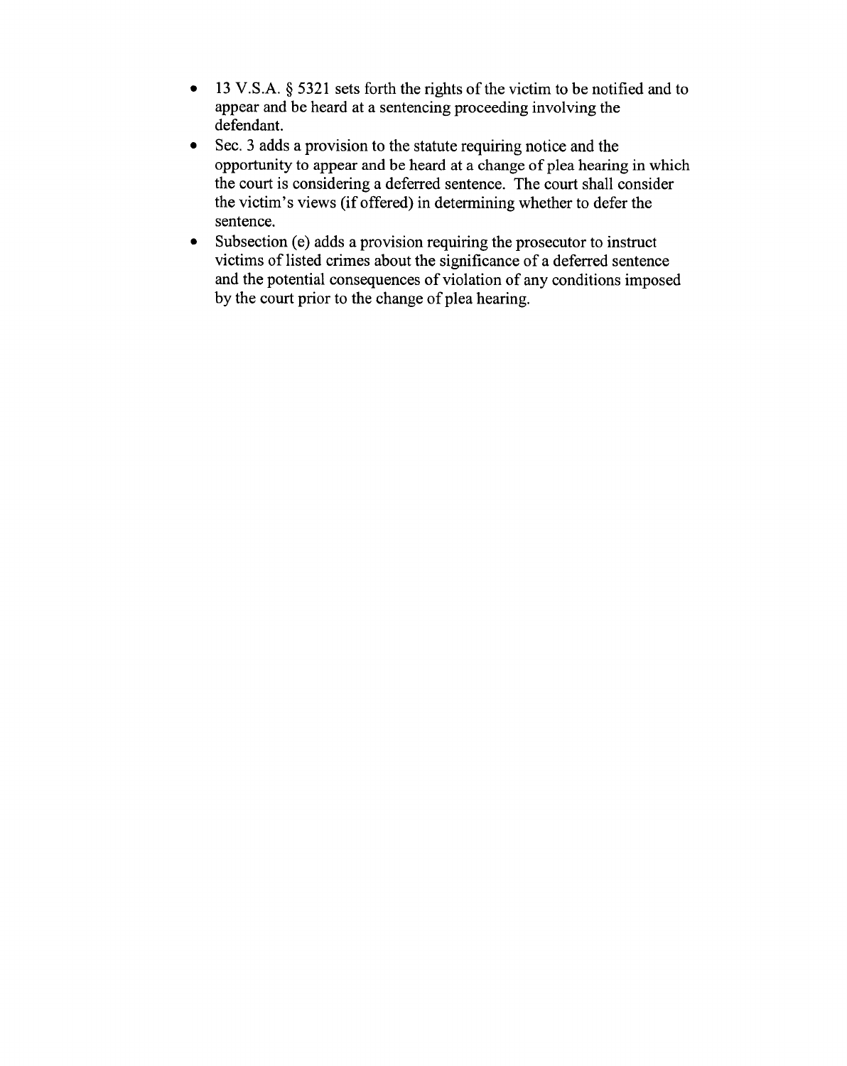- 13 V.S.A. § 5321 sets forth the rights of the victim to be notified and to appear and be heard at a sentencing proceeding involving the defendant.
- Sec. 3 adds a provision to the statute requiring notice and the opportunity to appear and be heard at a change of plea hearing in which the court is considering a deferred sentence. The court shall consider the victim's views (if offered) in determining whether to defer the sentence.
- Subsection (e) adds a provision requiring the prosecutor to instruct victims of listed crimes about the significance of a deferred sentence and the potential consequences of violation of any conditions imposed by the court prior to the change of plea hearing.